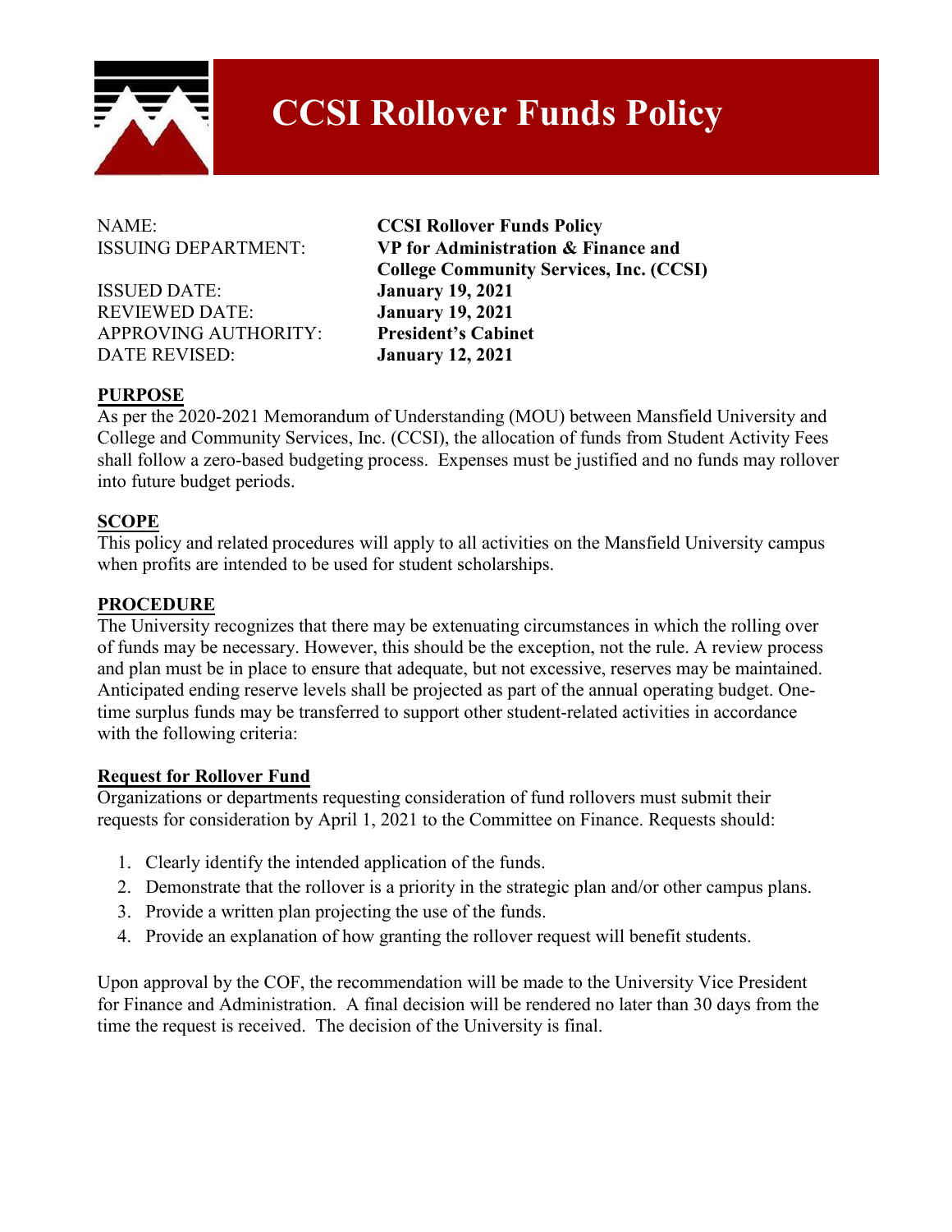# CCSI Rollover Funds Policy

NAME: **CCSI Rollover Funds Policy**
ISSUING DEPARTMENT: **VP for Administration & Finance and College Community Services, Inc. (CCSI)**
ISSUED DATE: **January 19, 2021**
REVIEWED DATE: **January 19, 2021**
APPROVING AUTHORITY: **President's Cabinet**
DATE REVISED: **January 12, 2021**

## PURPOSE

As per the 2020-2021 Memorandum of Understanding (MOU) between Mansfield University and College and Community Services, Inc. (CCSI), the allocation of funds from Student Activity Fees shall follow a zero-based budgeting process. Expenses must be justified and no funds may rollover into future budget periods.

## SCOPE

This policy and related procedures will apply to all activities on the Mansfield University campus when profits are intended to be used for student scholarships.

## PROCEDURE

The University recognizes that there may be extenuating circumstances in which the rolling over of funds may be necessary. However, this should be the exception, not the rule. A review process and plan must be in place to ensure that adequate, but not excessive, reserves may be maintained. Anticipated ending reserve levels shall be projected as part of the annual operating budget. One-time surplus funds may be transferred to support other student-related activities in accordance with the following criteria:

### Request for Rollover Fund

Organizations or departments requesting consideration of fund rollovers must submit their requests for consideration by April 1, 2021 to the Committee on Finance. Requests should:

1. Clearly identify the intended application of the funds.
2. Demonstrate that the rollover is a priority in the strategic plan and/or other campus plans.
3. Provide a written plan projecting the use of the funds.
4. Provide an explanation of how granting the rollover request will benefit students.

Upon approval by the COF, the recommendation will be made to the University Vice President for Finance and Administration. A final decision will be rendered no later than 30 days from the time the request is received. The decision of the University is final.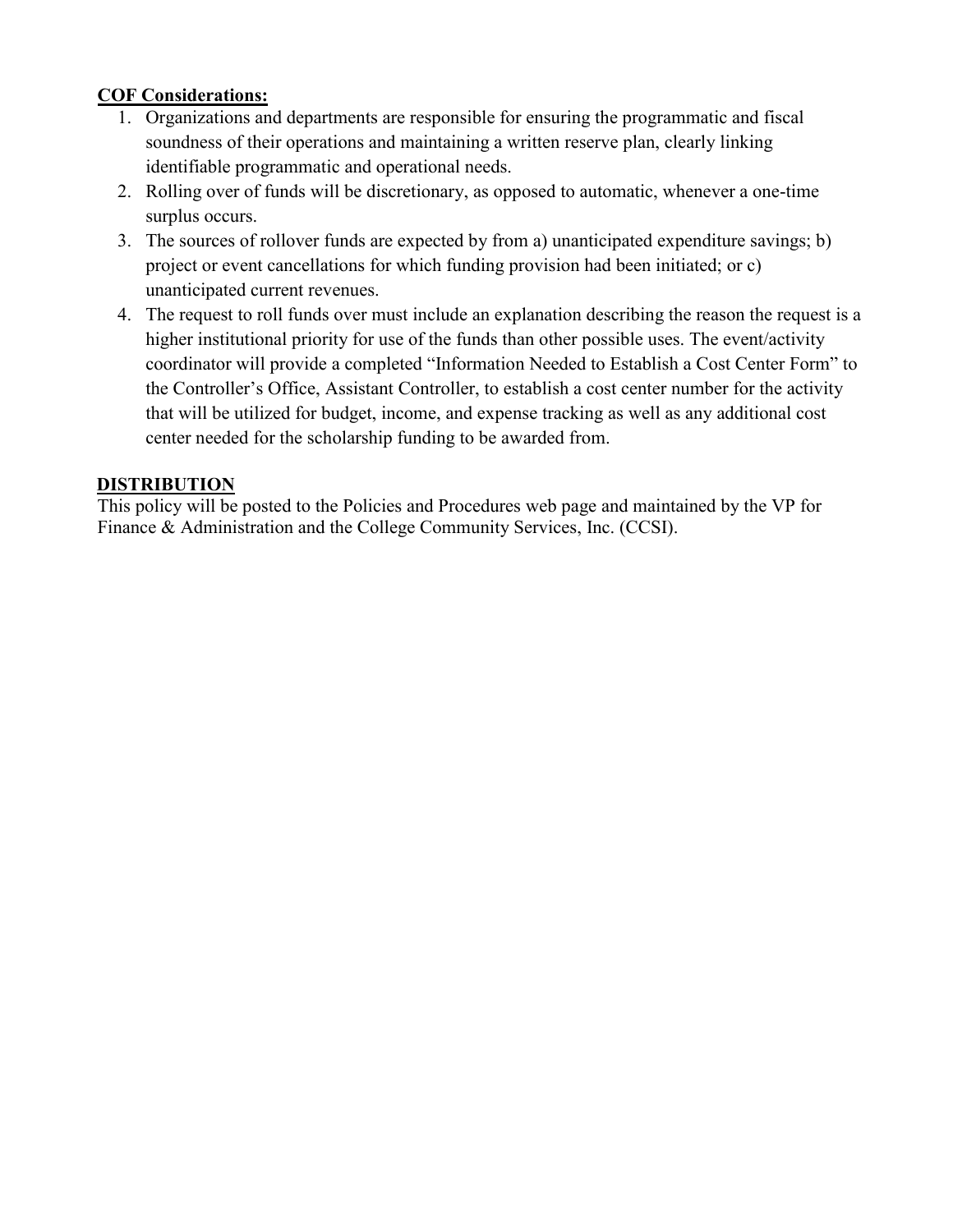**COF Considerations:**

1. Organizations and departments are responsible for ensuring the programmatic and fiscal soundness of their operations and maintaining a written reserve plan, clearly linking identifiable programmatic and operational needs.
2. Rolling over of funds will be discretionary, as opposed to automatic, whenever a one-time surplus occurs.
3. The sources of rollover funds are expected by from a) unanticipated expenditure savings; b) project or event cancellations for which funding provision had been initiated; or c) unanticipated current revenues.
4. The request to roll funds over must include an explanation describing the reason the request is a higher institutional priority for use of the funds than other possible uses. The event/activity coordinator will provide a completed "Information Needed to Establish a Cost Center Form" to the Controller's Office, Assistant Controller, to establish a cost center number for the activity that will be utilized for budget, income, and expense tracking as well as any additional cost center needed for the scholarship funding to be awarded from.

## DISTRIBUTION

This policy will be posted to the Policies and Procedures web page and maintained by the VP for Finance & Administration and the College Community Services, Inc. (CCSI).